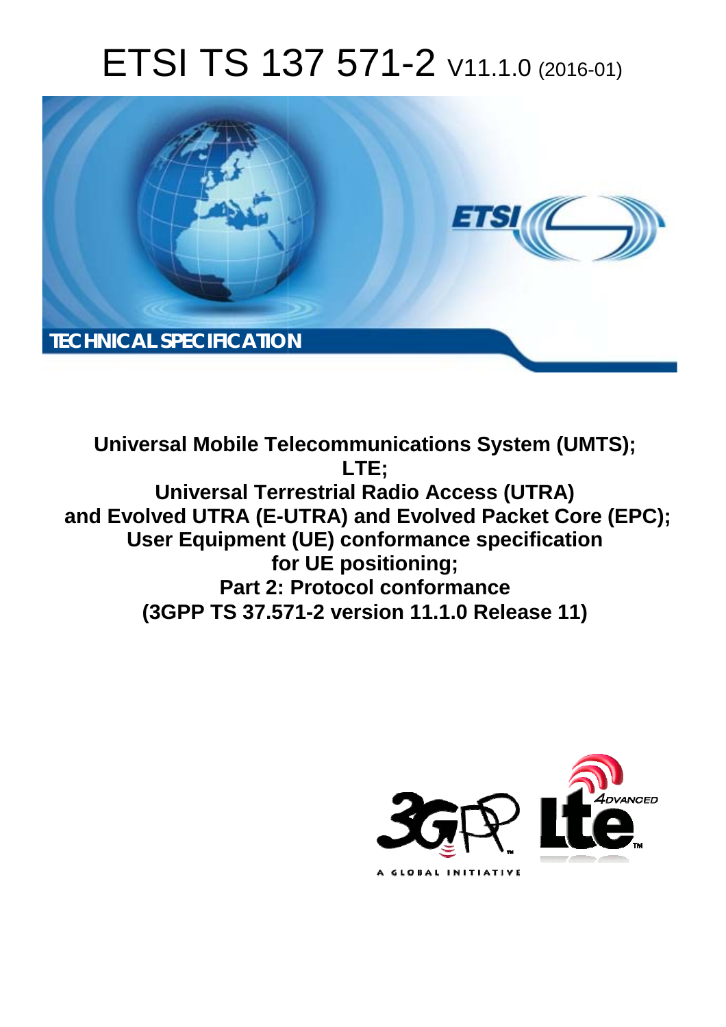# ETSI TS 137 571-2 V11.1.0 (2016-01)

TECHNICAL SPECIFICATION

**Universal Mobile Telecommunications System (UMTS); LTE; Universal Terrestrial Radio Access (UTRA) and Evolved UTRA (E-UTRA) and Evolved Packet Core (EPC); User Equipment (UE) conformance specification for UE positioning; Part 2: Protocol conformance (3GPP TS 37.571-2 version 11.1.0 Release 11)**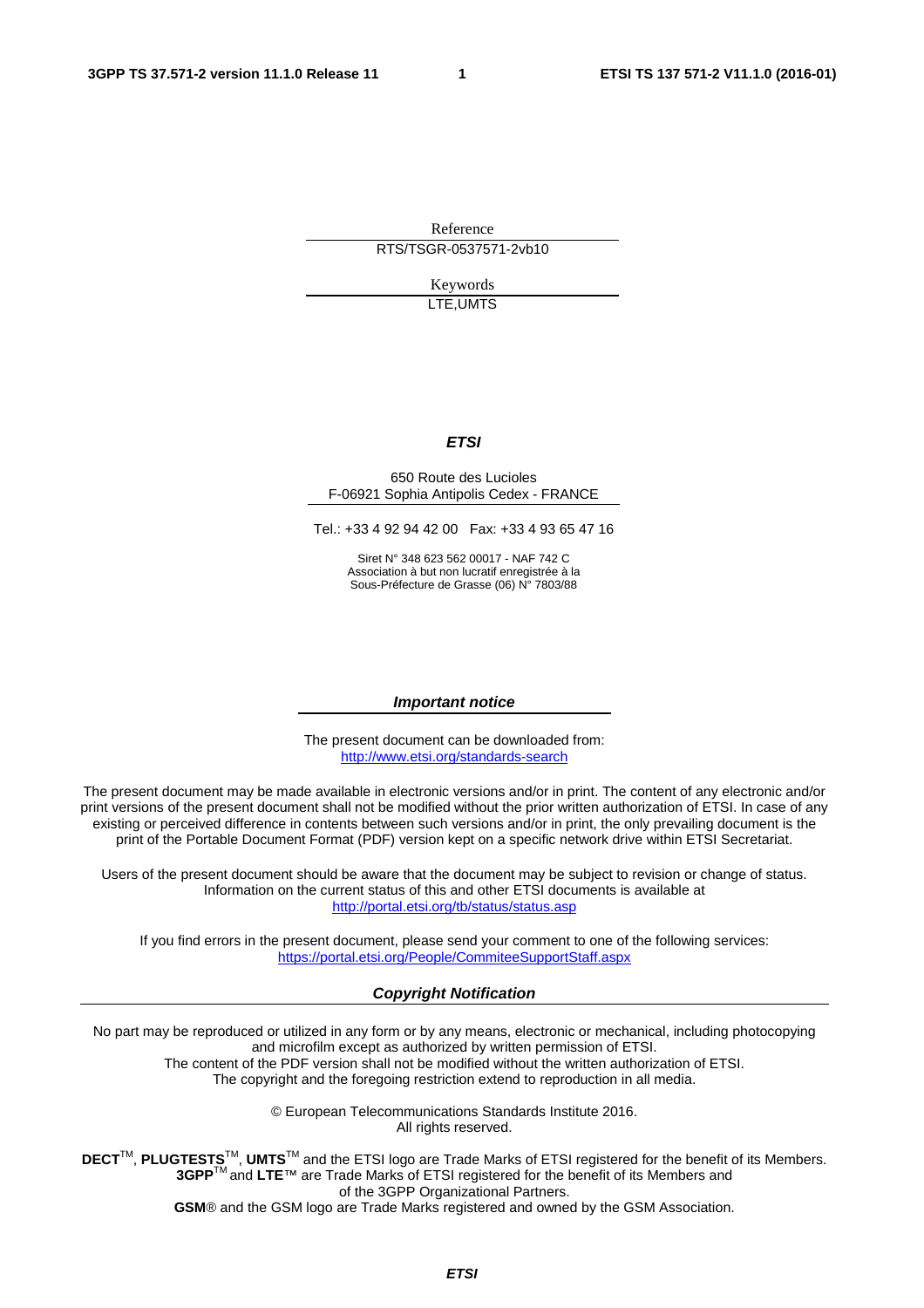Reference

RTS/TSGR-0537571-2vb10

Keywords

LTE,UMTS

***ETSI***

650 Route des Lucioles
F-06921 Sophia Antipolis Cedex - FRANCE

Tel.: +33 4 92 94 42 00 Fax: +33 4 93 65 47 16

Siret N° 348 623 562 00017 - NAF 742 C
Association à but non lucratif enregistrée à la
Sous-Préfecture de Grasse (06) N° 7803/88

***Important notice***

The present document can be downloaded from:
http://www.etsi.org/standards-search

The present document may be made available in electronic versions and/or in print. The content of any electronic and/or print versions of the present document shall not be modified without the prior written authorization of ETSI. In case of any existing or perceived difference in contents between such versions and/or in print, the only prevailing document is the print of the Portable Document Format (PDF) version kept on a specific network drive within ETSI Secretariat.

Users of the present document should be aware that the document may be subject to revision or change of status. Information on the current status of this and other ETSI documents is available at
http://portal.etsi.org/tb/status/status.asp

If you find errors in the present document, please send your comment to one of the following services:
https://portal.etsi.org/People/CommiteeSupportStaff.aspx

***Copyright Notification***

No part may be reproduced or utilized in any form or by any means, electronic or mechanical, including photocopying and microfilm except as authorized by written permission of ETSI.
The content of the PDF version shall not be modified without the written authorization of ETSI.
The copyright and the foregoing restriction extend to reproduction in all media.

© European Telecommunications Standards Institute 2016.
All rights reserved.

**DECT**™, **PLUGTESTS**™, **UMTS**™ and the ETSI logo are Trade Marks of ETSI registered for the benefit of its Members.
**3GPP**™ and **LTE**™ are Trade Marks of ETSI registered for the benefit of its Members and of the 3GPP Organizational Partners.
**GSM**® and the GSM logo are Trade Marks registered and owned by the GSM Association.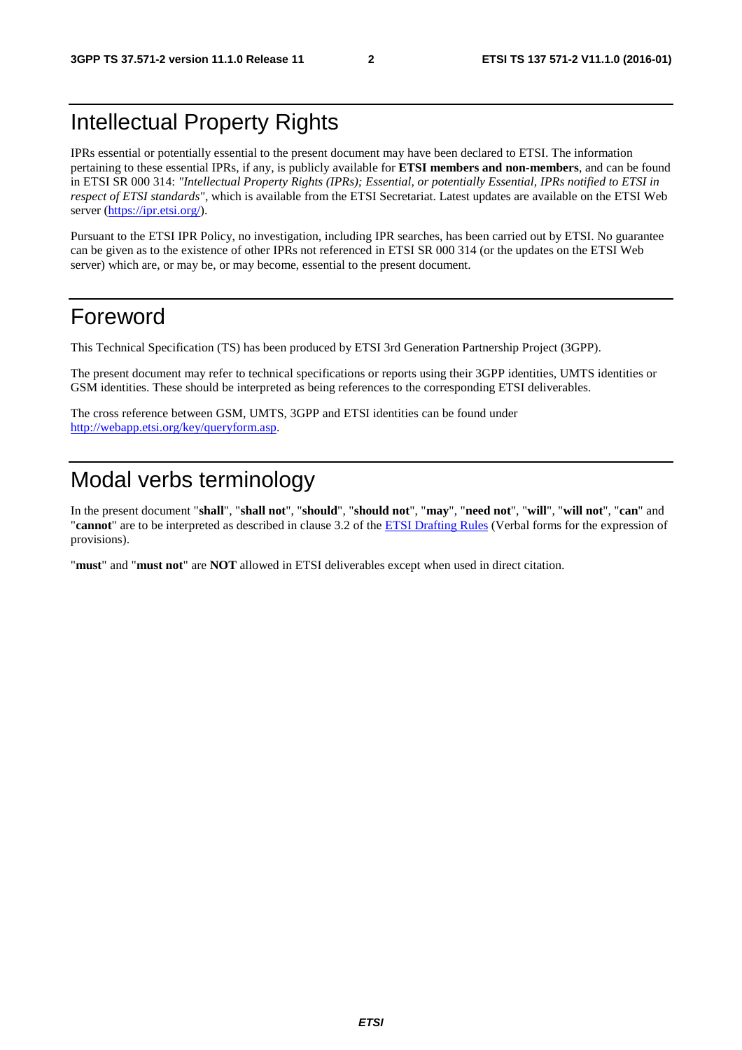# Intellectual Property Rights

IPRs essential or potentially essential to the present document may have been declared to ETSI. The information pertaining to these essential IPRs, if any, is publicly available for **ETSI members and non-members**, and can be found in ETSI SR 000 314: *"Intellectual Property Rights (IPRs); Essential, or potentially Essential, IPRs notified to ETSI in respect of ETSI standards"*, which is available from the ETSI Secretariat. Latest updates are available on the ETSI Web server (https://ipr.etsi.org/).

Pursuant to the ETSI IPR Policy, no investigation, including IPR searches, has been carried out by ETSI. No guarantee can be given as to the existence of other IPRs not referenced in ETSI SR 000 314 (or the updates on the ETSI Web server) which are, or may be, or may become, essential to the present document.

# Foreword

This Technical Specification (TS) has been produced by ETSI 3rd Generation Partnership Project (3GPP).

The present document may refer to technical specifications or reports using their 3GPP identities, UMTS identities or GSM identities. These should be interpreted as being references to the corresponding ETSI deliverables.

The cross reference between GSM, UMTS, 3GPP and ETSI identities can be found under http://webapp.etsi.org/key/queryform.asp.

# Modal verbs terminology

In the present document "**shall**", "**shall not**", "**should**", "**should not**", "**may**", "**need not**", "**will**", "**will not**", "**can**" and "**cannot**" are to be interpreted as described in clause 3.2 of the ETSI Drafting Rules (Verbal forms for the expression of provisions).

"**must**" and "**must not**" are **NOT** allowed in ETSI deliverables except when used in direct citation.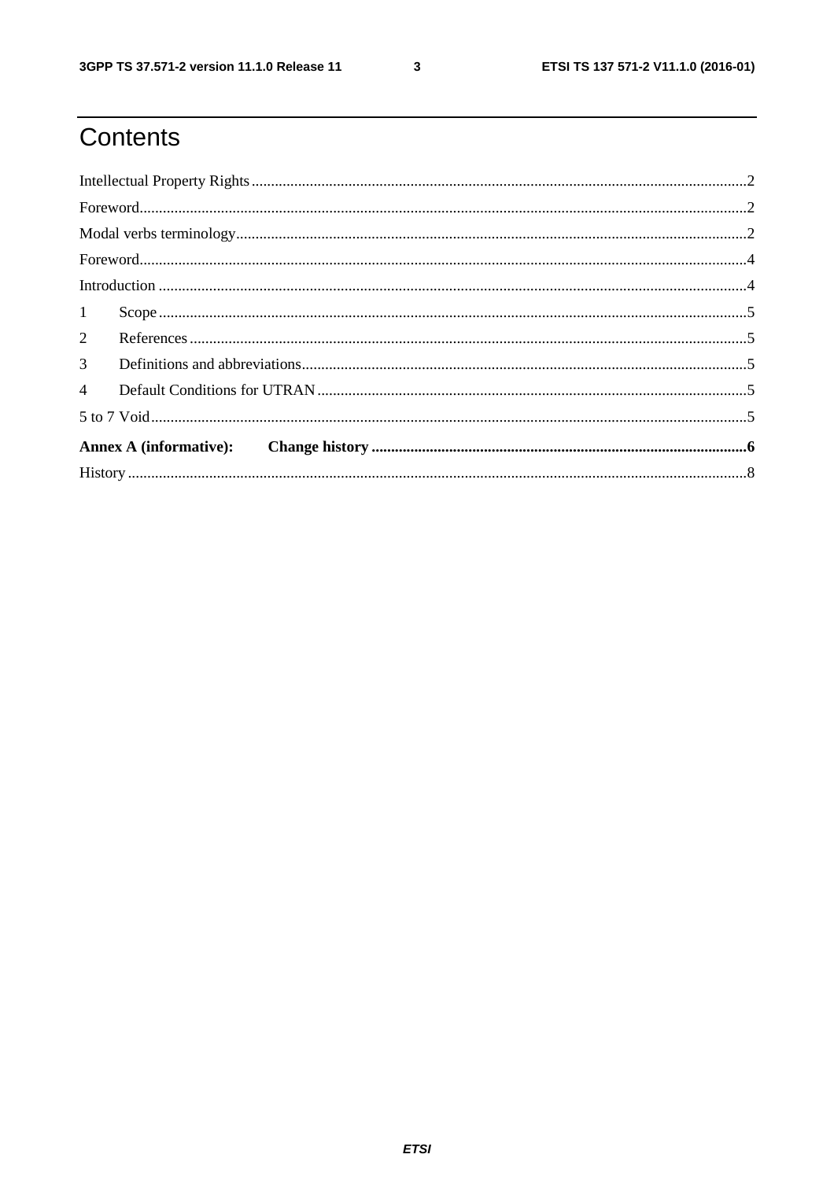# Contents

Intellectual Property Rights ..............................................................................................................................2

Foreword...........................................................................................................................................................2

Modal verbs terminology...................................................................................................................................2

Foreword...........................................................................................................................................................4

Introduction ......................................................................................................................................................4

1 Scope .......................................................................................................................................................5

2 References ...............................................................................................................................................5

3 Definitions and abbreviations...................................................................................................................5

4 Default Conditions for UTRAN ...............................................................................................................5

5 to 7 Void.........................................................................................................................................................5

**Annex A (informative): Change history ..................................................................................................6**

History ..............................................................................................................................................................8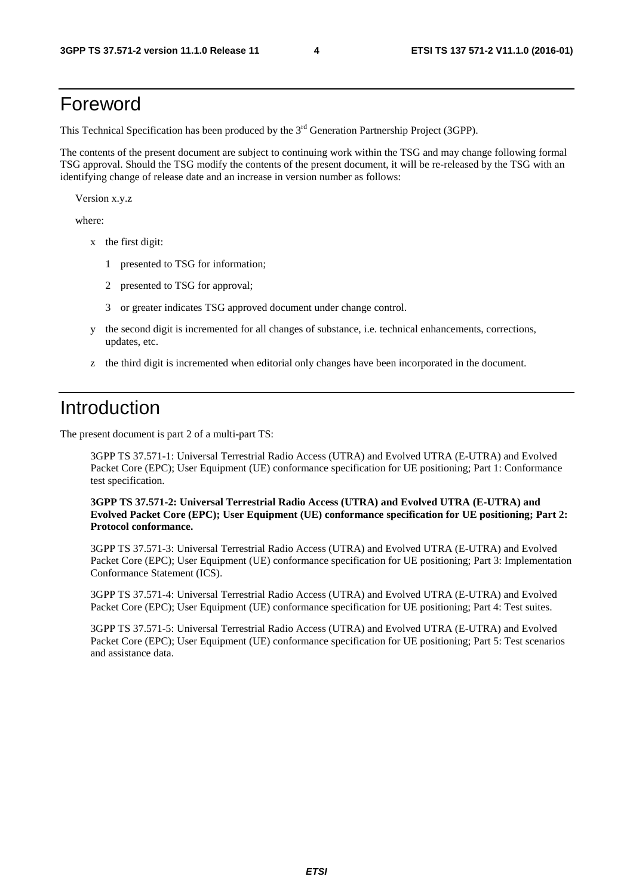# Foreword

This Technical Specification has been produced by the 3rd Generation Partnership Project (3GPP).

The contents of the present document are subject to continuing work within the TSG and may change following formal TSG approval. Should the TSG modify the contents of the present document, it will be re-released by the TSG with an identifying change of release date and an increase in version number as follows:

Version x.y.z

where:

- x the first digit:
  - 1 presented to TSG for information;
  - 2 presented to TSG for approval;
  - 3 or greater indicates TSG approved document under change control.
- y the second digit is incremented for all changes of substance, i.e. technical enhancements, corrections, updates, etc.
- z the third digit is incremented when editorial only changes have been incorporated in the document.

# Introduction

The present document is part 2 of a multi-part TS:

3GPP TS 37.571-1: Universal Terrestrial Radio Access (UTRA) and Evolved UTRA (E-UTRA) and Evolved Packet Core (EPC); User Equipment (UE) conformance specification for UE positioning; Part 1: Conformance test specification.

**3GPP TS 37.571-2: Universal Terrestrial Radio Access (UTRA) and Evolved UTRA (E-UTRA) and Evolved Packet Core (EPC); User Equipment (UE) conformance specification for UE positioning; Part 2: Protocol conformance.**

3GPP TS 37.571-3: Universal Terrestrial Radio Access (UTRA) and Evolved UTRA (E-UTRA) and Evolved Packet Core (EPC); User Equipment (UE) conformance specification for UE positioning; Part 3: Implementation Conformance Statement (ICS).

3GPP TS 37.571-4: Universal Terrestrial Radio Access (UTRA) and Evolved UTRA (E-UTRA) and Evolved Packet Core (EPC); User Equipment (UE) conformance specification for UE positioning; Part 4: Test suites.

3GPP TS 37.571-5: Universal Terrestrial Radio Access (UTRA) and Evolved UTRA (E-UTRA) and Evolved Packet Core (EPC); User Equipment (UE) conformance specification for UE positioning; Part 5: Test scenarios and assistance data.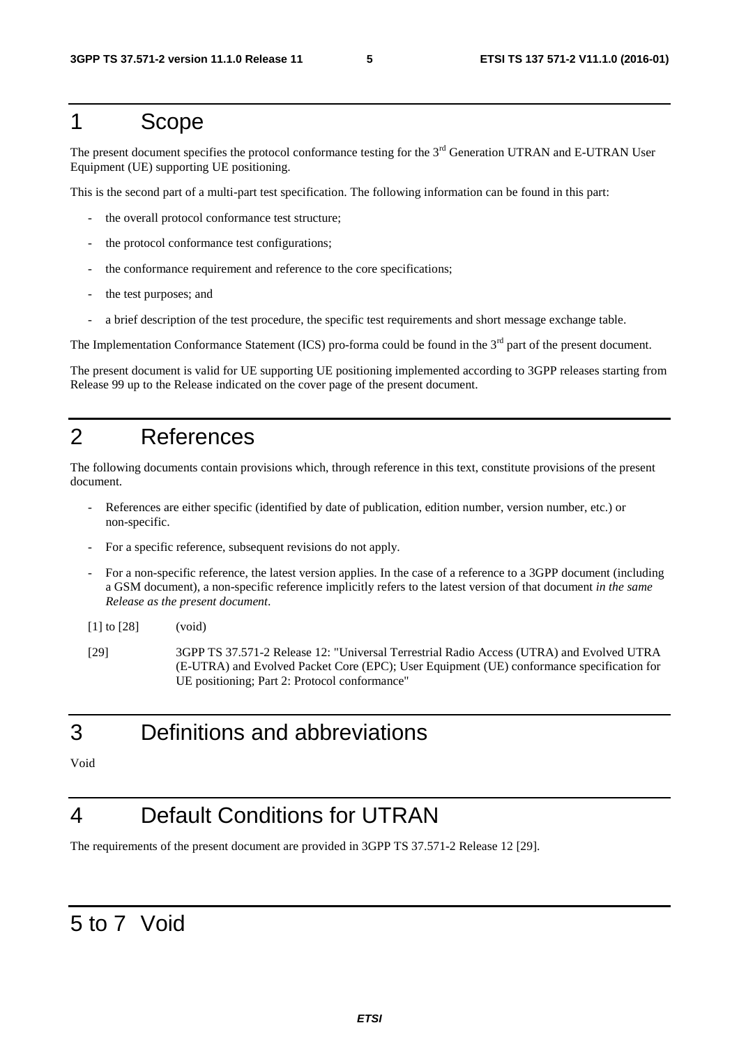# 1 Scope

The present document specifies the protocol conformance testing for the 3rd Generation UTRAN and E-UTRAN User Equipment (UE) supporting UE positioning.

This is the second part of a multi-part test specification. The following information can be found in this part:

- the overall protocol conformance test structure;
- the protocol conformance test configurations;
- the conformance requirement and reference to the core specifications;
- the test purposes; and
- a brief description of the test procedure, the specific test requirements and short message exchange table.

The Implementation Conformance Statement (ICS) pro-forma could be found in the 3rd part of the present document.

The present document is valid for UE supporting UE positioning implemented according to 3GPP releases starting from Release 99 up to the Release indicated on the cover page of the present document.

# 2 References

The following documents contain provisions which, through reference in this text, constitute provisions of the present document.

- References are either specific (identified by date of publication, edition number, version number, etc.) or non-specific.
- For a specific reference, subsequent revisions do not apply.
- For a non-specific reference, the latest version applies. In the case of a reference to a 3GPP document (including a GSM document), a non-specific reference implicitly refers to the latest version of that document *in the same Release as the present document*.

[1] to [28] (void)

[29] 3GPP TS 37.571-2 Release 12: "Universal Terrestrial Radio Access (UTRA) and Evolved UTRA (E-UTRA) and Evolved Packet Core (EPC); User Equipment (UE) conformance specification for UE positioning; Part 2: Protocol conformance"

# 3 Definitions and abbreviations

Void

# 4 Default Conditions for UTRAN

The requirements of the present document are provided in 3GPP TS 37.571-2 Release 12 [29].

# 5 to 7 Void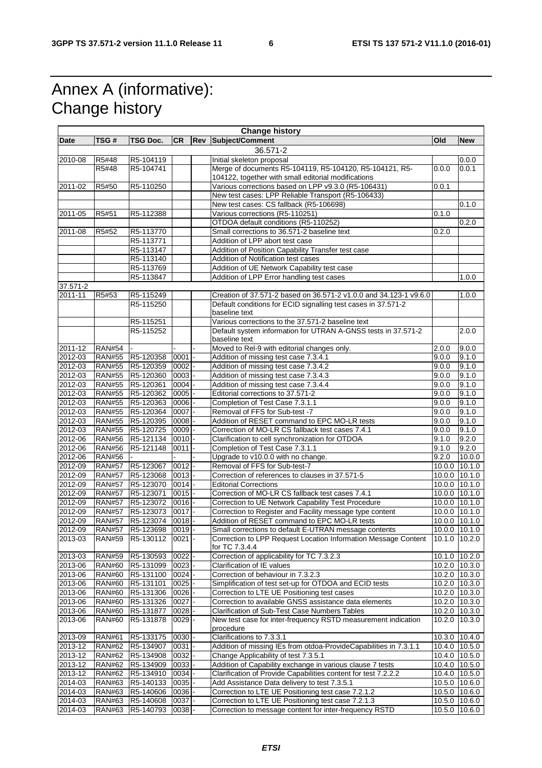# Annex A (informative): Change history

| Change history | | | | | | | |
|---|---|---|---|---|---|---|---|
| **Date** | **TSG #** | **TSG Doc.** | **CR** | **Rev** | **Subject/Comment** | **Old** | **New** |
| | | | | | 36.571-2 | | |
| 2010-08 | R5#48 | R5-104119 | | | Initial skeleton proposal | | 0.0.0 |
| | R5#48 | R5-104741 | | | Merge of documents R5-104119, R5-104120, R5-104121, R5-104122, together with small editorial modifications | 0.0.0 | 0.0.1 |
| 2011-02 | R5#50 | R5-110250 | | | Various corrections based on LPP v9.3.0 (R5-106431) | 0.0.1 | |
| | | | | | New test cases: LPP Reliable Transport (R5-106433) | | |
| | | | | | New test cases: CS fallback (R5-106698) | | 0.1.0 |
| 2011-05 | R5#51 | R5-112388 | | | Various corrections (R5-110251) | 0.1.0 | |
| | | | | | OTDOA default conditions (R5-110252) | | 0.2.0 |
| 2011-08 | R5#52 | R5-113770 | | | Small corrections to 36.571-2 baseline text | 0.2.0 | |
| | | R5-113771 | | | Addition of LPP abort test case | | |
| | | R5-113147 | | | Addition of Position Capability Transfer test case | | |
| | | R5-113140 | | | Addition of Notification test cases | | |
| | | R5-113769 | | | Addition of UE Network Capability test case | | |
| | | R5-113847 | | | Addition of LPP Error handling test cases | | 1.0.0 |
| 37.571-2 | | | | | | | |
| 2011-11 | R5#53 | R5-115249 | | | Creation of 37.571-2 based on 36.571-2 v1.0.0 and 34.123-1 v9.6.0 | | 1.0.0 |
| | | R5-115250 | | | Default conditions for ECID signalling test cases in 37.571-2 baseline text | | |
| | | R5-115251 | | | Various corrections to the 37.571-2 baseline text | | |
| | | R5-115252 | | | Default system information for UTRAN A-GNSS tests in 37.571-2 baseline text | | 2.0.0 |
| 2011-12 | RAN#54 | - | - | - | Moved to Rel-9 with editorial changes only. | 2.0.0 | 9.0.0 |
| 2012-03 | RAN#55 | R5-120358 | 0001 | - | Addition of missing test case 7.3.4.1 | 9.0.0 | 9.1.0 |
| 2012-03 | RAN#55 | R5-120359 | 0002 | - | Addition of missing test case 7.3.4.2 | 9.0.0 | 9.1.0 |
| 2012-03 | RAN#55 | R5-120360 | 0003 | - | Addition of missing test case 7.3.4.3 | 9.0.0 | 9.1.0 |
| 2012-03 | RAN#55 | R5-120361 | 0004 | - | Addition of missing test case 7.3.4.4 | 9.0.0 | 9.1.0 |
| 2012-03 | RAN#55 | R5-120362 | 0005 | - | Editorial corrections to 37.571-2 | 9.0.0 | 9.1.0 |
| 2012-03 | RAN#55 | R5-120363 | 0006 | - | Completion of Test Case 7.3.1.1 | 9.0.0 | 9.1.0 |
| 2012-03 | RAN#55 | R5-120364 | 0007 | - | Removal of FFS for Sub-test -7 | 9.0.0 | 9.1.0 |
| 2012-03 | RAN#55 | R5-120395 | 0008 | - | Addition of RESET command to EPC MO-LR tests | 9.0.0 | 9.1.0 |
| 2012-03 | RAN#55 | R5-120725 | 0009 | - | Correction of MO-LR CS fallback test cases 7.4.1 | 9.0.0 | 9.1.0 |
| 2012-06 | RAN#56 | R5-121134 | 0010 | - | Clarification to cell synchronization for OTDOA | 9.1.0 | 9.2.0 |
| 2012-06 | RAN#56 | R5-121148 | 0011 | - | Completion of Test Case 7.3.1.1 | 9.1.0 | 9.2.0 |
| 2012-06 | RAN#56 | - | - | - | Upgrade to v10.0.0 with no change. | 9.2.0 | 10.0.0 |
| 2012-09 | RAN#57 | R5-123067 | 0012 | - | Removal of FFS for Sub-test-7 | 10.0.0 | 10.1.0 |
| 2012-09 | RAN#57 | R5-123068 | 0013 | - | Correction of references to clauses in 37.571-5 | 10.0.0 | 10.1.0 |
| 2012-09 | RAN#57 | R5-123070 | 0014 | - | Editorial Corrections | 10.0.0 | 10.1.0 |
| 2012-09 | RAN#57 | R5-123071 | 0015 | - | Correction of MO-LR CS fallback test cases 7.4.1 | 10.0.0 | 10.1.0 |
| 2012-09 | RAN#57 | R5-123072 | 0016 | - | Correction to UE Network Capability Test Procedure | 10.0.0 | 10.1.0 |
| 2012-09 | RAN#57 | R5-123073 | 0017 | - | Correction to Register and Facility message type content | 10.0.0 | 10.1.0 |
| 2012-09 | RAN#57 | R5-123074 | 0018 | - | Addition of RESET command to EPC MO-LR tests | 10.0.0 | 10.1.0 |
| 2012-09 | RAN#57 | R5-123698 | 0019 | - | Small corrections to default E-UTRAN message contents | 10.0.0 | 10.1.0 |
| 2013-03 | RAN#59 | R5-130112 | 0021 | - | Correction to LPP Request Location Information Message Content for TC 7.3.4.4 | 10.1.0 | 10.2.0 |
| 2013-03 | RAN#59 | R5-130593 | 0022 | - | Correction of applicability for TC 7.3.2.3 | 10.1.0 | 10.2.0 |
| 2013-06 | RAN#60 | R5-131099 | 0023 | - | Clarification of IE values | 10.2.0 | 10.3.0 |
| 2013-06 | RAN#60 | R5-131100 | 0024 | - | Correction of behaviour in 7.3.2.3 | 10.2.0 | 10.3.0 |
| 2013-06 | RAN#60 | R5-131101 | 0025 | - | Simplification of test set-up for OTDOA and ECID tests | 10.2.0 | 10.3.0 |
| 2013-06 | RAN#60 | R5-131306 | 0026 | - | Correction to LTE UE Positioning test cases | 10.2.0 | 10.3.0 |
| 2013-06 | RAN#60 | R5-131326 | 0027 | - | Correction to available GNSS assistance data elements | 10.2.0 | 10.3.0 |
| 2013-06 | RAN#60 | R5-131877 | 0028 | - | Clarification of Sub-Test Case Numbers Tables | 10.2.0 | 10.3.0 |
| 2013-06 | RAN#60 | R5-131878 | 0029 | - | New test case for inter-frequency RSTD measurement indication procedure | 10.2.0 | 10.3.0 |
| 2013-09 | RAN#61 | R5-133175 | 0030 | - | Clarifications to 7.3.3.1 | 10.3.0 | 10.4.0 |
| 2013-12 | RAN#62 | R5-134907 | 0031 | - | Addition of missing IEs from otdoa-ProvideCapabilities in 7.3.1.1 | 10.4.0 | 10.5.0 |
| 2013-12 | RAN#62 | R5-134908 | 0032 | - | Change Applicability of test 7.3.5.1 | 10.4.0 | 10.5.0 |
| 2013-12 | RAN#62 | R5-134909 | 0033 | - | Addition of Capability exchange in various clause 7 tests | 10.4.0 | 10.5.0 |
| 2013-12 | RAN#62 | R5-134910 | 0034 | - | Clarification of Provide Capabilities content for test 7.2.2.2 | 10.4.0 | 10.5.0 |
| 2014-03 | RAN#63 | R5-140133 | 0035 | - | Add Assistance Data delivery to test 7.3.5.1 | 10.5.0 | 10.6.0 |
| 2014-03 | RAN#63 | R5-140606 | 0036 | - | Correction to LTE UE Positioning test case 7.2.1.2 | 10.5.0 | 10.6.0 |
| 2014-03 | RAN#63 | R5-140608 | 0037 | - | Correction to LTE UE Positioning test case 7.2.1.3 | 10.5.0 | 10.6.0 |
| 2014-03 | RAN#63 | R5-140793 | 0038 | - | Correction to message content for inter-frequency RSTD | 10.5.0 | 10.6.0 |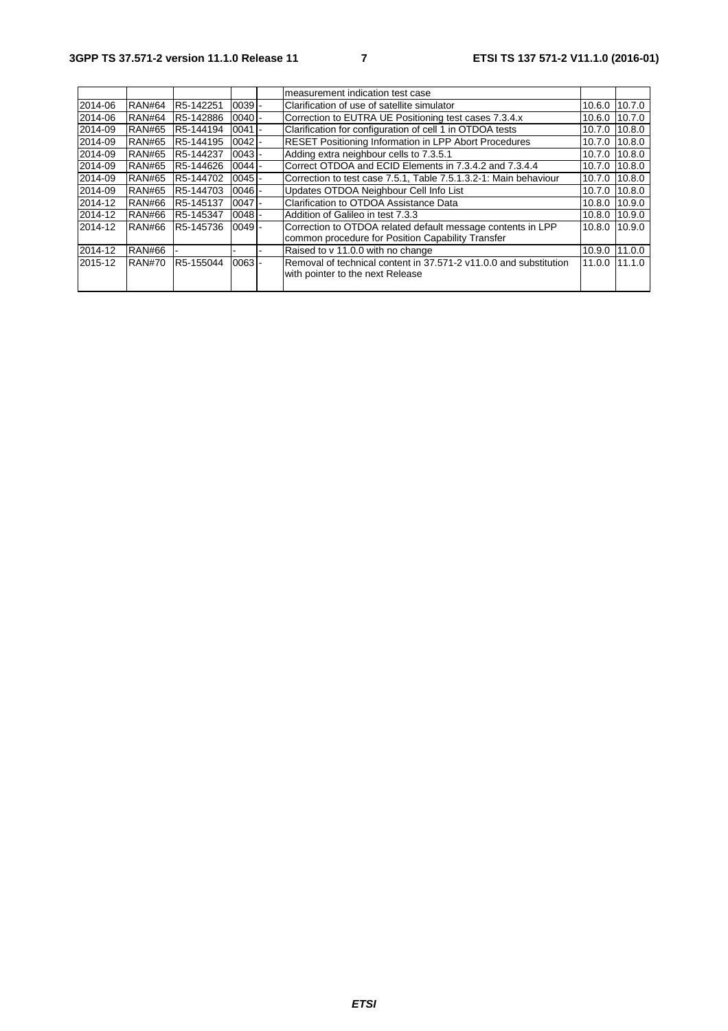| | | | | | measurement indication test case | | |
|---|---|---|---|---|---|---|---|
| 2014-06 | RAN#64 | R5-142251 | 0039 | - | Clarification of use of satellite simulator | 10.6.0 | 10.7.0 |
| 2014-06 | RAN#64 | R5-142886 | 0040 | - | Correction to EUTRA UE Positioning test cases 7.3.4.x | 10.6.0 | 10.7.0 |
| 2014-09 | RAN#65 | R5-144194 | 0041 | - | Clarification for configuration of cell 1 in OTDOA tests | 10.7.0 | 10.8.0 |
| 2014-09 | RAN#65 | R5-144195 | 0042 | - | RESET Positioning Information in LPP Abort Procedures | 10.7.0 | 10.8.0 |
| 2014-09 | RAN#65 | R5-144237 | 0043 | - | Adding extra neighbour cells to 7.3.5.1 | 10.7.0 | 10.8.0 |
| 2014-09 | RAN#65 | R5-144626 | 0044 | - | Correct OTDOA and ECID Elements in 7.3.4.2 and 7.3.4.4 | 10.7.0 | 10.8.0 |
| 2014-09 | RAN#65 | R5-144702 | 0045 | - | Correction to test case 7.5.1, Table 7.5.1.3.2-1: Main behaviour | 10.7.0 | 10.8.0 |
| 2014-09 | RAN#65 | R5-144703 | 0046 | - | Updates OTDOA Neighbour Cell Info List | 10.7.0 | 10.8.0 |
| 2014-12 | RAN#66 | R5-145137 | 0047 | - | Clarification to OTDOA Assistance Data | 10.8.0 | 10.9.0 |
| 2014-12 | RAN#66 | R5-145347 | 0048 | - | Addition of Galileo in test 7.3.3 | 10.8.0 | 10.9.0 |
| 2014-12 | RAN#66 | R5-145736 | 0049 | - | Correction to OTDOA related default message contents in LPP common procedure for Position Capability Transfer | 10.8.0 | 10.9.0 |
| 2014-12 | RAN#66 | - | - | - | Raised to v 11.0.0 with no change | 10.9.0 | 11.0.0 |
| 2015-12 | RAN#70 | R5-155044 | 0063 | - | Removal of technical content in 37.571-2 v11.0.0 and substitution with pointer to the next Release | 11.0.0 | 11.1.0 |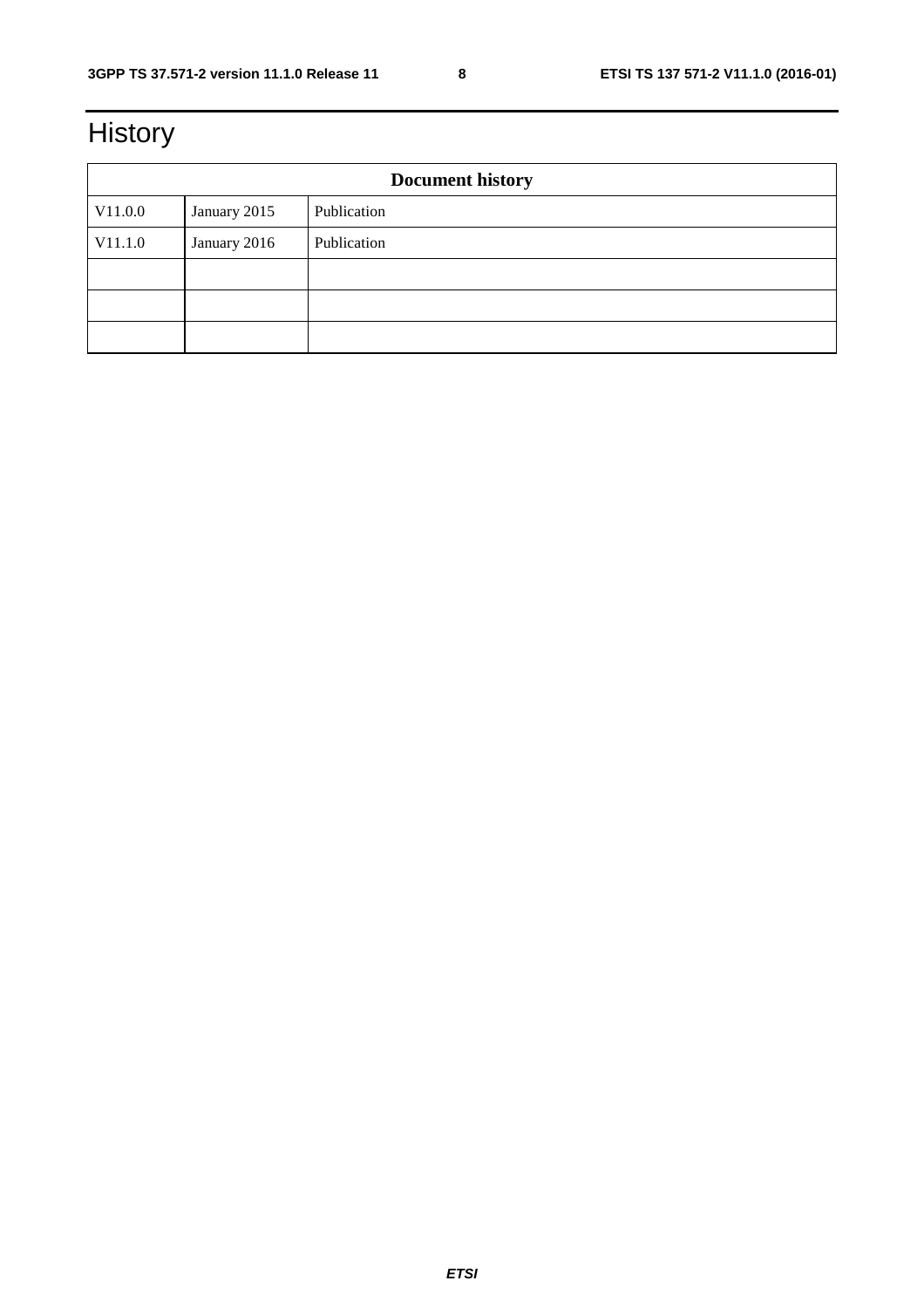# History

| Document history | | |
|---|---|---|
| V11.0.0 | January 2015 | Publication |
| V11.1.0 | January 2016 | Publication |
| | | |
| | | |
| | | |